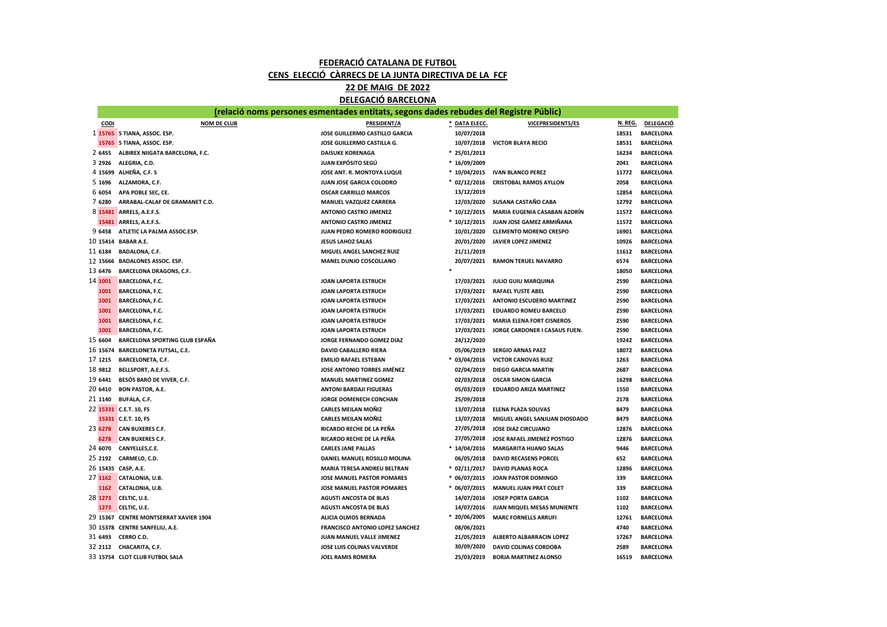**FEDERACIÓ CATALANA DE FUTBOL**

**CENS ELECCIÓ CÀRRECS DE LA JUNTA DIRECTIVA DE LA FCF**

**22 DE MAIG DE 2022**

**DELEGACIÓ BARCELONA**

**(relació noms persones esmentades entitats, segons dades rebudes del Registre Públic)**

| | CODI | NOM DE CLUB | PRESIDENT/A | * | DATA ELECC. | VICEPRESIDENTS/ES | N. REG. | DELEGACIÓ |
|---|---|---|---|---|---|---|---|---|
| 1 | 15765 | 5 TIANA, ASSOC. ESP. | JOSE GUILLERMO CASTILLO GARCIA | | 10/07/2018 | | 18531 | BARCELONA |
| | 15765 | 5 TIANA, ASSOC. ESP. | JOSE GUILLERMO CASTILLA G. | | 10/07/2018 | VICTOR BLAYA RECIO | 18531 | BARCELONA |
| 2 | 6455 | ALBIREX NIIGATA BARCELONA, F.C. | DAISUKE KORENAGA | * | 25/01/2013 | | 16234 | BARCELONA |
| 3 | 2926 | ALEGRIA, C.D. | JUAN EXPÓSITO SEGÚ | * | 16/09/2009 | | 2041 | BARCELONA |
| 4 | 15699 | ALHEÑA, C.F. S | JOSE ANT. R. MONTOYA LUQUE | * | 10/04/2015 | IVAN BLANCO PEREZ | 11772 | BARCELONA |
| 5 | 1696 | ALZAMORA, C.F. | JUAN JOSE GARCIA COLODRO | * | 02/12/2016 | CRISTOBAL RAMOS AYLLON | 2058 | BARCELONA |
| 6 | 6054 | APA POBLE SEC, CE. | OSCAR CARRILLO MARCOS | | 13/12/2019 | | 12854 | BARCELONA |
| 7 | 6280 | ARRABAL-CALAF DE GRAMANET C.D. | MANUEL VAZQUEZ CARRERA | | 12/03/2020 | SUSANA CASTAÑO CABA | 12792 | BARCELONA |
| 8 | 15481 | ARRELS, A.E.F.S. | ANTONIO CASTRO JIMENEZ | * | 10/12/2015 | MARIA EUGENIA CASABAN AZORÍN | 11572 | BARCELONA |
| | 15481 | ARRELS, A.E.F.S. | ANTONIO CASTRO JIMENEZ | * | 10/12/2015 | JUAN JOSE GAMEZ ARMIÑANA | 11572 | BARCELONA |
| 9 | 6458 | ATLETIC LA PALMA ASSOC.ESP. | JUAN PEDRO ROMERO RODRIGUEZ | | 10/01/2020 | CLEMENTO MORENO CRESPO | 16901 | BARCELONA |
| 10 | 15414 | BABAR A.E. | JESUS LAHOZ SALAS | | 20/01/2020 | JAVIER LOPEZ JIMENEZ | 10926 | BARCELONA |
| 11 | 6184 | BADALONA, C.F. | MIGUEL ANGEL SANCHEZ RUIZ | | 21/11/2019 | | 11612 | BARCELONA |
| 12 | 15666 | BADALONES ASSOC. ESP. | MANEL DUNJO COSCOLLANO | | 20/07/2021 | RAMON TERUEL NAVARRO | 6574 | BARCELONA |
| 13 | 6476 | BARCELONA DRAGONS, C.F. | | * | | | 18050 | BARCELONA |
| 14 | 1001 | BARCELONA, F.C. | JOAN LAPORTA ESTRUCH | | 17/03/2021 | JULIO GUIU MARQUINA | 2590 | BARCELONA |
| | 1001 | BARCELONA, F.C. | JOAN LAPORTA ESTRUCH | | 17/03/2021 | RAFAEL YUSTE ABEL | 2590 | BARCELONA |
| | 1001 | BARCELONA, F.C. | JOAN LAPORTA ESTRUCH | | 17/03/2021 | ANTONIO ESCUDERO MARTINEZ | 2590 | BARCELONA |
| | 1001 | BARCELONA, F.C. | JOAN LAPORTA ESTRUCH | | 17/03/2021 | EDUARDO ROMEU BARCELO | 2590 | BARCELONA |
| | 1001 | BARCELONA, F.C. | JOAN LAPORTA ESTRUCH | | 17/03/2021 | MARIA ELENA FORT CISNEROS | 2590 | BARCELONA |
| | 1001 | BARCELONA, F.C. | JOAN LAPORTA ESTRUCH | | 17/03/2021 | JORGE CARDONER I CASAUS FUEN. | 2590 | BARCELONA |
| 15 | 6604 | BARCELONA SPORTING CLUB ESPAÑA | JORGE FERNANDO GOMEZ DIAZ | | 24/12/2020 | | 19242 | BARCELONA |
| 16 | 15674 | BARCELONETA FUTSAL, C.E. | DAVID CABALLERO RIERA | | 05/06/2019 | SERGIO ARNAS PAEZ | 18072 | BARCELONA |
| 17 | 1215 | BARCELONETA, C.F. | EMILIO RAFAEL ESTEBAN | * | 03/04/2016 | VICTOR CANOVAS RUIZ | 1263 | BARCELONA |
| 18 | 9812 | BELLSPORT, A.E.F.S. | JOSE ANTONIO TORRES JIMÉNEZ | | 02/04/2019 | DIEGO GARCIA MARTIN | 2687 | BARCELONA |
| 19 | 6441 | BESÓS BARÓ DE VIVER, C.F. | MANUEL MARTINEZ GOMEZ | | 02/03/2018 | OSCAR SIMON GARCIA | 16298 | BARCELONA |
| 20 | 6410 | BON PASTOR, A.E. | ANTONI BARDAJI FIGUERAS | | 05/03/2019 | EDUARDO ARIZA MARTINEZ | 1550 | BARCELONA |
| 21 | 1140 | BUFALA, C.F. | JORGE DOMENECH CONCHAN | | 25/09/2018 | | 2178 | BARCELONA |
| 22 | 15331 | C.E.T. 10, FS | CARLES MEILAN MOÑIZ | | 13/07/2018 | ELENA PLAZA SOLIVAS | 8479 | BARCELONA |
| | 15331 | C.E.T. 10, FS | CARLES MEILAN MOÑIZ | | 13/07/2018 | MIGUEL ANGEL SANJUAN DIOSDADO | 8479 | BARCELONA |
| 23 | 6278 | CAN BUXERES C.F. | RICARDO RECHE DE LA PEÑA | | 27/05/2018 | JOSE DIAZ CIRCUJANO | 12876 | BARCELONA |
| | 6278 | CAN BUXERES C.F. | RICARDO RECHE DE LA PEÑA | | 27/05/2018 | JOSE RAFAEL JIMENEZ POSTIGO | 12876 | BARCELONA |
| 24 | 6070 | CANYELLES,C.E. | CARLES JANE PALLAS | * | 14/04/2016 | MARGARITA HIJANO SALAS | 9446 | BARCELONA |
| 25 | 2192 | CARMELO, C.D. | DANIEL MANUEL ROSILLO MOLINA | | 06/05/2018 | DAVID RECASENS PORCEL | 652 | BARCELONA |
| 26 | 15435 | CASP, A.E. | MARIA TERESA ANDREU BELTRAN | * | 02/11/2017 | DAVID PLANAS ROCA | 12896 | BARCELONA |
| 27 | 1162 | CATALONIA, U.B. | JOSE MANUEL PASTOR POMARES | * | 06/07/2015 | JOAN PASTOR DOMINGO | 339 | BARCELONA |
| | 1162 | CATALONIA, U.B. | JOSE MANUEL PASTOR POMARES | * | 06/07/2015 | MANUEL JUAN PRAT COLET | 339 | BARCELONA |
| 28 | 1273 | CELTIC, U.E. | AGUSTI ANCOSTA DE BLAS | | 14/07/2016 | JOSEP PORTA GARCIA | 1102 | BARCELONA |
| | 1273 | CELTIC, U.E. | AGUSTI ANCOSTA DE BLAS | | 14/07/2016 | JUAN MIQUEL MESAS MUNIENTE | 1102 | BARCELONA |
| 29 | 15367 | CENTRE MONTSERRAT XAVIER 1904 | ALICIA OLMOS BERNADA | * | 20/06/2005 | MARC FORNELLS ARRUFI | 12761 | BARCELONA |
| 30 | 15378 | CENTRE SANFELIU, A.E. | FRANCISCO ANTONIO LOPEZ SANCHEZ | | 08/06/2021 | | 4740 | BARCELONA |
| 31 | 6493 | CERRO C.D. | JUAN MANUEL VALLE JIMENEZ | | 21/05/2019 | ALBERTO ALBARRACIN LOPEZ | 17267 | BARCELONA |
| 32 | 2112 | CHACARITA, C.F. | JOSE LUIS COLINAS VALVERDE | | 30/09/2020 | DAVID COLINAS CORDOBA | 2589 | BARCELONA |
| 33 | 15754 | CLOT CLUB FUTBOL SALA | JOEL RAMIS ROMERA | | 25/03/2019 | BORJA MARTINEZ ALONSO | 16519 | BARCELONA |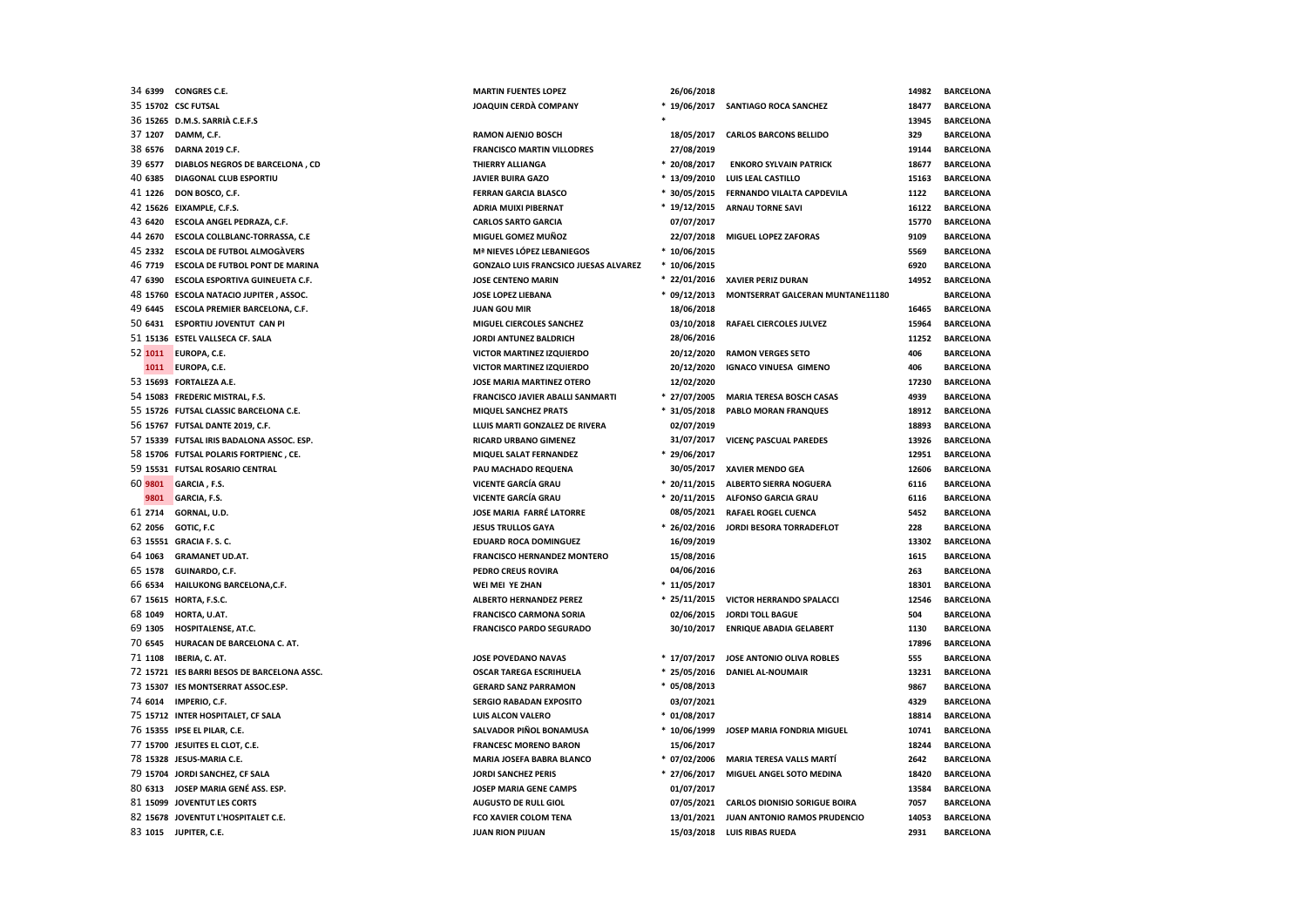| | | | | | | | | |
|---|---|---|---|---|---|---|---|---|
| 34 | 6399 | CONGRES C.E. | MARTIN FUENTES LOPEZ | 26/06/2018 | | 14982 | BARCELONA |
| 35 | 15702 | CSC FUTSAL | JOAQUIN CERDÀ COMPANY | * 19/06/2017 | SANTIAGO ROCA SANCHEZ | 18477 | BARCELONA |
| 36 | 15265 | D.M.S. SARRIÀ C.E.F.S | | * | | 13945 | BARCELONA |
| 37 | 1207 | DAMM, C.F. | RAMON AJENJO BOSCH | 18/05/2017 | CARLOS BARCONS BELLIDO | 329 | BARCELONA |
| 38 | 6576 | DARNA 2019 C.F. | FRANCISCO MARTIN VILLODRES | 27/08/2019 | | 19144 | BARCELONA |
| 39 | 6577 | DIABLOS NEGROS DE BARCELONA , CD | THIERRY ALLIANGA | * 20/08/2017 | ENKORO SYLVAIN PATRICK | 18677 | BARCELONA |
| 40 | 6385 | DIAGONAL CLUB ESPORTIU | JAVIER BUIRA GAZO | * 13/09/2010 | LUIS LEAL CASTILLO | 15163 | BARCELONA |
| 41 | 1226 | DON BOSCO, C.F. | FERRAN GARCIA BLASCO | * 30/05/2015 | FERNANDO VILALTA CAPDEVILA | 1122 | BARCELONA |
| 42 | 15626 | EIXAMPLE, C.F.S. | ADRIA MUIXI PIBERNAT | * 19/12/2015 | ARNAU TORNE SAVI | 16122 | BARCELONA |
| 43 | 6420 | ESCOLA ANGEL PEDRAZA, C.F. | CARLOS SARTO GARCIA | 07/07/2017 | | 15770 | BARCELONA |
| 44 | 2670 | ESCOLA COLLBLANC-TORRASSA, C.E | MIGUEL GOMEZ MUÑOZ | 22/07/2018 | MIGUEL LOPEZ ZAFORAS | 9109 | BARCELONA |
| 45 | 2332 | ESCOLA DE FUTBOL ALMOGÀVERS | Mª NIEVES LÓPEZ LEBANIEGOS | * 10/06/2015 | | 5569 | BARCELONA |
| 46 | 7719 | ESCOLA DE FUTBOL PONT DE MARINA | GONZALO LUIS FRANCSICO JUESAS ALVAREZ | * 10/06/2015 | | 6920 | BARCELONA |
| 47 | 6390 | ESCOLA ESPORTIVA GUINEUETA C.F. | JOSE CENTENO MARIN | * 22/01/2016 | XAVIER PERIZ DURAN | 14952 | BARCELONA |
| 48 | 15760 | ESCOLA NATACIO JUPITER , ASSOC. | JOSE LOPEZ LIEBANA | * 09/12/2013 | MONTSERRAT GALCERAN MUNTANE11180 | | BARCELONA |
| 49 | 6445 | ESCOLA PREMIER BARCELONA, C.F. | JUAN GOU MIR | 18/06/2018 | | 16465 | BARCELONA |
| 50 | 6431 | ESPORTIU JOVENTUT CAN PI | MIGUEL CIERCOLES SANCHEZ | 03/10/2018 | RAFAEL CIERCOLES JULVEZ | 15964 | BARCELONA |
| 51 | 15136 | ESTEL VALLSECA CF. SALA | JORDI ANTUNEZ BALDRICH | 28/06/2016 | | 11252 | BARCELONA |
| 52 | 1011 | EUROPA, C.E. | VICTOR MARTINEZ IZQUIERDO | 20/12/2020 | RAMON VERGES SETO | 406 | BARCELONA |
| | 1011 | EUROPA, C.E. | VICTOR MARTINEZ IZQUIERDO | 20/12/2020 | IGNACO VINUESA GIMENO | 406 | BARCELONA |
| 53 | 15693 | FORTALEZA A.E. | JOSE MARIA MARTINEZ OTERO | 12/02/2020 | | 17230 | BARCELONA |
| 54 | 15083 | FREDERIC MISTRAL, F.S. | FRANCISCO JAVIER ABALLI SANMARTI | * 27/07/2005 | MARIA TERESA BOSCH CASAS | 4939 | BARCELONA |
| 55 | 15726 | FUTSAL CLASSIC BARCELONA C.E. | MIQUEL SANCHEZ PRATS | * 31/05/2018 | PABLO MORAN FRANQUES | 18912 | BARCELONA |
| 56 | 15767 | FUTSAL DANTE 2019, C.F. | LLUIS MARTI GONZALEZ DE RIVERA | 02/07/2019 | | 18893 | BARCELONA |
| 57 | 15339 | FUTSAL IRIS BADALONA ASSOC. ESP. | RICARD URBANO GIMENEZ | 31/07/2017 | VICENÇ PASCUAL PAREDES | 13926 | BARCELONA |
| 58 | 15706 | FUTSAL POLARIS FORTPIENC , CE. | MIQUEL SALAT FERNANDEZ | * 29/06/2017 | | 12951 | BARCELONA |
| 59 | 15531 | FUTSAL ROSARIO CENTRAL | PAU MACHADO REQUENA | 30/05/2017 | XAVIER MENDO GEA | 12606 | BARCELONA |
| 60 | 9801 | GARCIA , F.S. | VICENTE GARCÍA GRAU | * 20/11/2015 | ALBERTO SIERRA NOGUERA | 6116 | BARCELONA |
| | 9801 | GARCIA, F.S. | VICENTE GARCÍA GRAU | * 20/11/2015 | ALFONSO GARCIA GRAU | 6116 | BARCELONA |
| 61 | 2714 | GORNAL, U.D. | JOSE MARIA FARRÉ LATORRE | 08/05/2021 | RAFAEL ROGEL CUENCA | 5452 | BARCELONA |
| 62 | 2056 | GOTIC, F.C | JESUS TRULLOS GAYA | * 26/02/2016 | JORDI BESORA TORRADEFLOT | 228 | BARCELONA |
| 63 | 15551 | GRACIA F. S. C. | EDUARD ROCA DOMINGUEZ | 16/09/2019 | | 13302 | BARCELONA |
| 64 | 1063 | GRAMANET UD.AT. | FRANCISCO HERNANDEZ MONTERO | 15/08/2016 | | 1615 | BARCELONA |
| 65 | 1578 | GUINARDO, C.F. | PEDRO CREUS ROVIRA | 04/06/2016 | | 263 | BARCELONA |
| 66 | 6534 | HAILUKONG BARCELONA,C.F. | WEI MEI YE ZHAN | * 11/05/2017 | | 18301 | BARCELONA |
| 67 | 15615 | HORTA, F.S.C. | ALBERTO HERNANDEZ PEREZ | * 25/11/2015 | VICTOR HERRANDO SPALACCI | 12546 | BARCELONA |
| 68 | 1049 | HORTA, U.AT. | FRANCISCO CARMONA SORIA | 02/06/2015 | JORDI TOLL BAGUE | 504 | BARCELONA |
| 69 | 1305 | HOSPITALENSE, AT.C. | FRANCISCO PARDO SEGURADO | 30/10/2017 | ENRIQUE ABADIA GELABERT | 1130 | BARCELONA |
| 70 | 6545 | HURACAN DE BARCELONA C. AT. | | | | 17896 | BARCELONA |
| 71 | 1108 | IBERIA, C. AT. | JOSE POVEDANO NAVAS | * 17/07/2017 | JOSE ANTONIO OLIVA ROBLES | 555 | BARCELONA |
| 72 | 15721 | IES BARRI BESOS DE BARCELONA ASSC. | OSCAR TAREGA ESCRIHUELA | * 25/05/2016 | DANIEL AL-NOUMAIR | 13231 | BARCELONA |
| 73 | 15307 | IES MONTSERRAT ASSOC.ESP. | GERARD SANZ PARRAMON | * 05/08/2013 | | 9867 | BARCELONA |
| 74 | 6014 | IMPERIO, C.F. | SERGIO RABADAN EXPOSITO | 03/07/2021 | | 4329 | BARCELONA |
| 75 | 15712 | INTER HOSPITALET, CF SALA | LUIS ALCON VALERO | * 01/08/2017 | | 18814 | BARCELONA |
| 76 | 15355 | IPSE EL PILAR, C.E. | SALVADOR PIÑOL BONAMUSA | * 10/06/1999 | JOSEP MARIA FONDRIA MIGUEL | 10741 | BARCELONA |
| 77 | 15700 | JESUITES EL CLOT, C.E. | FRANCESC MORENO BARON | 15/06/2017 | | 18244 | BARCELONA |
| 78 | 15328 | JESUS-MARIA C.E. | MARIA JOSEFA BABRA BLANCO | * 07/02/2006 | MARIA TERESA VALLS MARTÍ | 2642 | BARCELONA |
| 79 | 15704 | JORDI SANCHEZ, CF SALA | JORDI SANCHEZ PERIS | * 27/06/2017 | MIGUEL ANGEL SOTO MEDINA | 18420 | BARCELONA |
| 80 | 6313 | JOSEP MARIA GENÉ ASS. ESP. | JOSEP MARIA GENE CAMPS | 01/07/2017 | | 13584 | BARCELONA |
| 81 | 15099 | JOVENTUT LES CORTS | AUGUSTO DE RULL GIOL | 07/05/2021 | CARLOS DIONISIO SORIGUE BOIRA | 7057 | BARCELONA |
| 82 | 15678 | JOVENTUT L'HOSPITALET C.E. | FCO XAVIER COLOM TENA | 13/01/2021 | JUAN ANTONIO RAMOS PRUDENCIO | 14053 | BARCELONA |
| 83 | 1015 | JUPITER, C.E. | JUAN RION PIJUAN | 15/03/2018 | LUIS RIBAS RUEDA | 2931 | BARCELONA |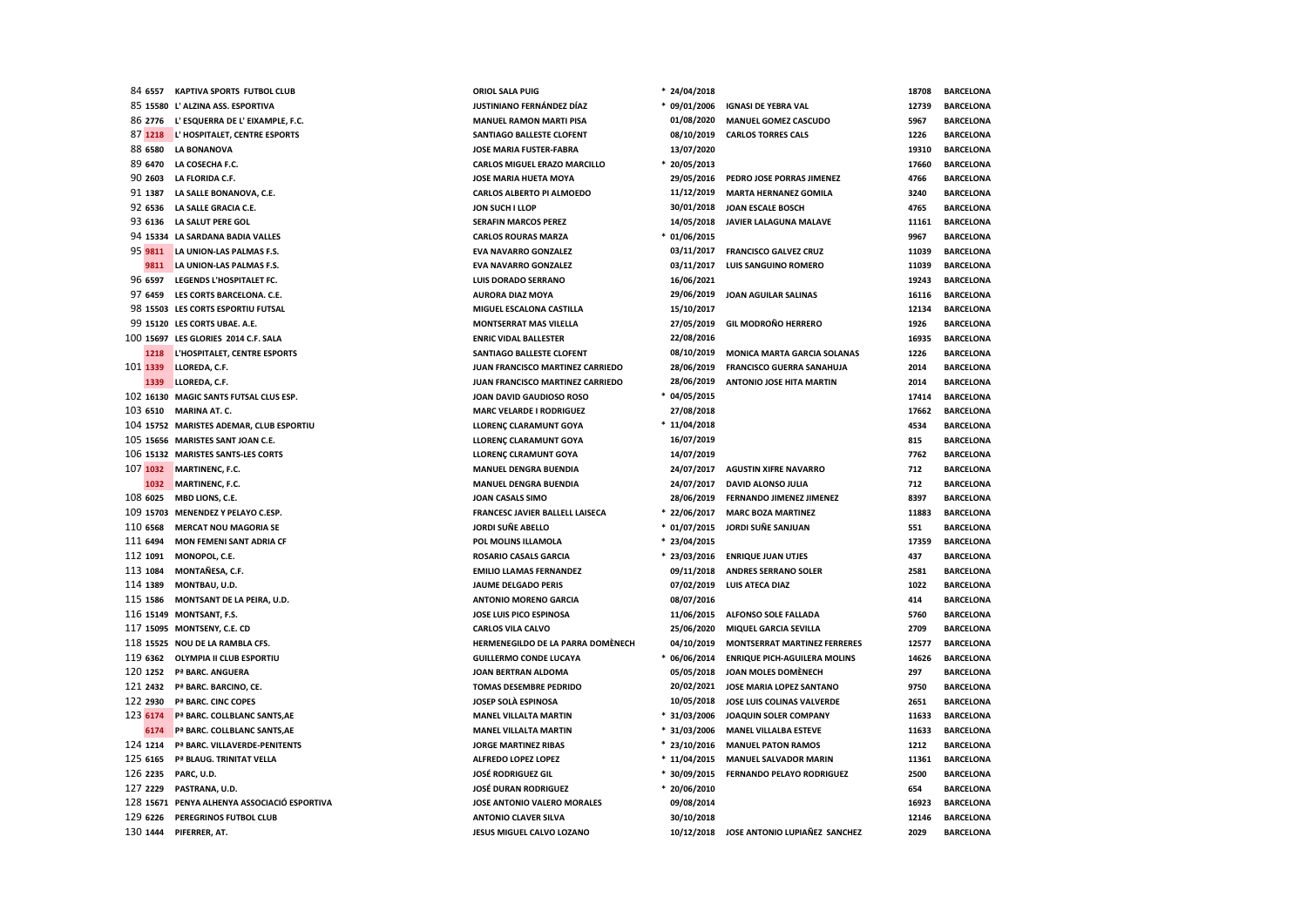| | | | | | | | |
|---|---|---|---|---|---|---|---|
| 84 | 6557 | KAPTIVA SPORTS FUTBOL CLUB | ORIOL SALA PUIG | * 24/04/2018 | | 18708 | BARCELONA |
| 85 | 15580 | L' ALZINA ASS. ESPORTIVA | JUSTINIANO FERNÁNDEZ DÍAZ | * 09/01/2006 | IGNASI DE YEBRA VAL | 12739 | BARCELONA |
| 86 | 2776 | L' ESQUERRA DE L' EIXAMPLE, F.C. | MANUEL RAMON MARTI PISA | 01/08/2020 | MANUEL GOMEZ CASCUDO | 5967 | BARCELONA |
| 87 | 1218 | L' HOSPITALET, CENTRE ESPORTS | SANTIAGO BALLESTE CLOFENT | 08/10/2019 | CARLOS TORRES CALS | 1226 | BARCELONA |
| 88 | 6580 | LA BONANOVA | JOSE MARIA FUSTER-FABRA | 13/07/2020 | | 19310 | BARCELONA |
| 89 | 6470 | LA COSECHA F.C. | CARLOS MIGUEL ERAZO MARCILLO | * 20/05/2013 | | 17660 | BARCELONA |
| 90 | 2603 | LA FLORIDA C.F. | JOSE MARIA HUETA MOYA | 29/05/2016 | PEDRO JOSE PORRAS JIMENEZ | 4766 | BARCELONA |
| 91 | 1387 | LA SALLE BONANOVA, C.E. | CARLOS ALBERTO PI ALMOEDO | 11/12/2019 | MARTA HERNANEZ GOMILA | 3240 | BARCELONA |
| 92 | 6536 | LA SALLE GRACIA C.E. | JON SUCH I LLOP | 30/01/2018 | JOAN ESCALE BOSCH | 4765 | BARCELONA |
| 93 | 6136 | LA SALUT PERE GOL | SERAFIN MARCOS PEREZ | 14/05/2018 | JAVIER LALAGUNA MALAVE | 11161 | BARCELONA |
| 94 | 15334 | LA SARDANA BADIA VALLES | CARLOS ROURAS MARZA | * 01/06/2015 | | 9967 | BARCELONA |
| 95 | 9811 | LA UNION-LAS PALMAS F.S. | EVA NAVARRO GONZALEZ | 03/11/2017 | FRANCISCO GALVEZ CRUZ | 11039 | BARCELONA |
| | 9811 | LA UNION-LAS PALMAS F.S. | EVA NAVARRO GONZALEZ | 03/11/2017 | LUIS SANGUINO ROMERO | 11039 | BARCELONA |
| 96 | 6597 | LEGENDS L'HOSPITALET FC. | LUIS DORADO SERRANO | 16/06/2021 | | 19243 | BARCELONA |
| 97 | 6459 | LES CORTS BARCELONA. C.E. | AURORA DIAZ MOYA | 29/06/2019 | JOAN AGUILAR SALINAS | 16116 | BARCELONA |
| 98 | 15503 | LES CORTS ESPORTIU FUTSAL | MIGUEL ESCALONA CASTILLA | 15/10/2017 | | 12134 | BARCELONA |
| 99 | 15120 | LES CORTS UBAE. A.E. | MONTSERRAT MAS VILELLA | 27/05/2019 | GIL MODROÑO HERRERO | 1926 | BARCELONA |
| 100 | 15697 | LES GLORIES 2014 C.F. SALA | ENRIC VIDAL BALLESTER | 22/08/2016 | | 16935 | BARCELONA |
| | 1218 | L'HOSPITALET, CENTRE ESPORTS | SANTIAGO BALLESTE CLOFENT | 08/10/2019 | MONICA MARTA GARCIA SOLANAS | 1226 | BARCELONA |
| 101 | 1339 | LLOREDA, C.F. | JUAN FRANCISCO MARTINEZ CARRIEDO | 28/06/2019 | FRANCISCO GUERRA SANAHUJA | 2014 | BARCELONA |
| | 1339 | LLOREDA, C.F. | JUAN FRANCISCO MARTINEZ CARRIEDO | 28/06/2019 | ANTONIO JOSE HITA MARTIN | 2014 | BARCELONA |
| 102 | 16130 | MAGIC SANTS FUTSAL CLUS ESP. | JOAN DAVID GAUDIOSO ROSO | * 04/05/2015 | | 17414 | BARCELONA |
| 103 | 6510 | MARINA AT. C. | MARC VELARDE I RODRIGUEZ | 27/08/2018 | | 17662 | BARCELONA |
| 104 | 15752 | MARISTES ADEMAR, CLUB ESPORTIU | LLORENÇ CLARAMUNT GOYA | * 11/04/2018 | | 4534 | BARCELONA |
| 105 | 15656 | MARISTES SANT JOAN C.E. | LLORENÇ CLARAMUNT GOYA | 16/07/2019 | | 815 | BARCELONA |
| 106 | 15132 | MARISTES SANTS-LES CORTS | LLORENÇ CLRAMUNT GOYA | 14/07/2019 | | 7762 | BARCELONA |
| 107 | 1032 | MARTINENC, F.C. | MANUEL DENGRA BUENDIA | 24/07/2017 | AGUSTIN XIFRE NAVARRO | 712 | BARCELONA |
| | 1032 | MARTINENC, F.C. | MANUEL DENGRA BUENDIA | 24/07/2017 | DAVID ALONSO JULIA | 712 | BARCELONA |
| 108 | 6025 | MBD LIONS, C.E. | JOAN CASALS SIMO | 28/06/2019 | FERNANDO JIMENEZ JIMENEZ | 8397 | BARCELONA |
| 109 | 15703 | MENENDEZ Y PELAYO C.ESP. | FRANCESC JAVIER BALLELL LAISECA | * 22/06/2017 | MARC BOZA MARTINEZ | 11883 | BARCELONA |
| 110 | 6568 | MERCAT NOU MAGORIA SE | JORDI SUÑE ABELLO | * 01/07/2015 | JORDI SUÑE SANJUAN | 551 | BARCELONA |
| 111 | 6494 | MON FEMENI SANT ADRIA CF | POL MOLINS ILLAMOLA | * 23/04/2015 | | 17359 | BARCELONA |
| 112 | 1091 | MONOPOL, C.E. | ROSARIO CASALS GARCIA | * 23/03/2016 | ENRIQUE JUAN UTJES | 437 | BARCELONA |
| 113 | 1084 | MONTAÑESA, C.F. | EMILIO LLAMAS FERNANDEZ | 09/11/2018 | ANDRES SERRANO SOLER | 2581 | BARCELONA |
| 114 | 1389 | MONTBAU, U.D. | JAUME DELGADO PERIS | 07/02/2019 | LUIS ATECA DIAZ | 1022 | BARCELONA |
| 115 | 1586 | MONTSANT DE LA PEIRA, U.D. | ANTONIO MORENO GARCIA | 08/07/2016 | | 414 | BARCELONA |
| 116 | 15149 | MONTSANT, F.S. | JOSE LUIS PICO ESPINOSA | 11/06/2015 | ALFONSO SOLE FALLADA | 5760 | BARCELONA |
| 117 | 15095 | MONTSENY, C.E. CD | CARLOS VILA CALVO | 25/06/2020 | MIQUEL GARCIA SEVILLA | 2709 | BARCELONA |
| 118 | 15525 | NOU DE LA RAMBLA CFS. | HERMENEGILDO DE LA PARRA DOMÈNECH | 04/10/2019 | MONTSERRAT MARTINEZ FERRERES | 12577 | BARCELONA |
| 119 | 6362 | OLYMPIA II CLUB ESPORTIU | GUILLERMO CONDE LUCAYA | * 06/06/2014 | ENRIQUE PICH-AGUILERA MOLINS | 14626 | BARCELONA |
| 120 | 1252 | Pª BARC. ANGUERA | JOAN BERTRAN ALDOMA | 05/05/2018 | JOAN MOLES DOMÈNECH | 297 | BARCELONA |
| 121 | 2432 | Pª BARC. BARCINO, CE. | TOMAS DESEMBRE PEDRIDO | 20/02/2021 | JOSE MARIA LOPEZ SANTANO | 9750 | BARCELONA |
| 122 | 2930 | Pª BARC. CINC COPES | JOSEP SOLÀ ESPINOSA | 10/05/2018 | JOSE LUIS COLINAS VALVERDE | 2651 | BARCELONA |
| 123 | 6174 | Pª BARC. COLLBLANC SANTS,AE | MANEL VILLALTA MARTIN | * 31/03/2006 | JOAQUIN SOLER COMPANY | 11633 | BARCELONA |
| | 6174 | Pª BARC. COLLBLANC SANTS,AE | MANEL VILLALTA MARTIN | * 31/03/2006 | MANEL VILLALBA ESTEVE | 11633 | BARCELONA |
| 124 | 1214 | Pª BARC. VILLAVERDE-PENITENTS | JORGE MARTINEZ RIBAS | * 23/10/2016 | MANUEL PATON RAMOS | 1212 | BARCELONA |
| 125 | 6165 | Pª BLAUG. TRINITAT VELLA | ALFREDO LOPEZ LOPEZ | * 11/04/2015 | MANUEL SALVADOR MARIN | 11361 | BARCELONA |
| 126 | 2235 | PARC, U.D. | JOSÉ RODRIGUEZ GIL | * 30/09/2015 | FERNANDO PELAYO RODRIGUEZ | 2500 | BARCELONA |
| 127 | 2229 | PASTRANA, U.D. | JOSÉ DURAN RODRIGUEZ | * 20/06/2010 | | 654 | BARCELONA |
| 128 | 15671 | PENYA ALHENYA ASSOCIACIÓ ESPORTIVA | JOSE ANTONIO VALERO MORALES | 09/08/2014 | | 16923 | BARCELONA |
| 129 | 6226 | PEREGRINOS FUTBOL CLUB | ANTONIO CLAVER SILVA | 30/10/2018 | | 12146 | BARCELONA |
| 130 | 1444 | PIFERRER, AT. | JESUS MIGUEL CALVO LOZANO | 10/12/2018 | JOSE ANTONIO LUPIAÑEZ SANCHEZ | 2029 | BARCELONA |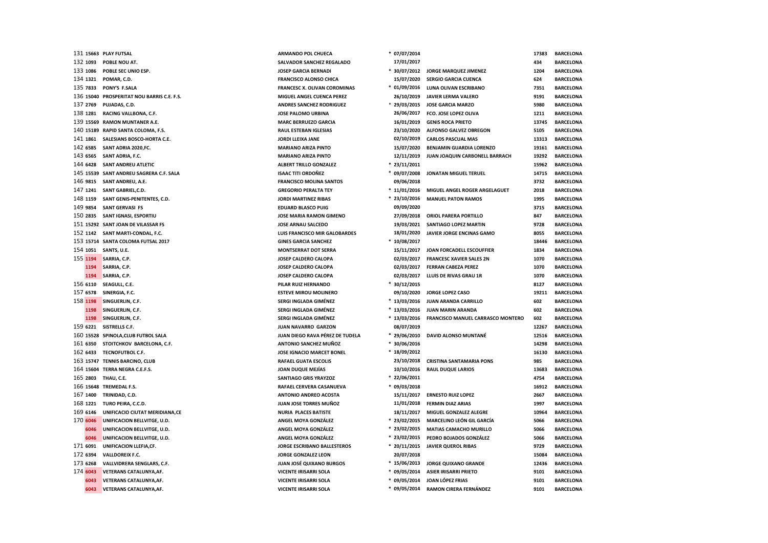| | | | | | | | |
|---|---|---|---|---|---|---|---|
| 131 | 15663 | PLAY FUTSAL | ARMANDO POL CHUECA | * 07/07/2014 | | 17383 | BARCELONA |
| 132 | 1093 | POBLE NOU AT. | SALVADOR SANCHEZ REGALADO | 17/01/2017 | | 434 | BARCELONA |
| 133 | 1086 | POBLE SEC UNIO ESP. | JOSEP GARCIA BERNADI | * 30/07/2012 | JORGE MARQUEZ JIMENEZ | 1204 | BARCELONA |
| 134 | 1321 | POMAR, C.D. | FRANCISCO ALONSO CHICA | 15/07/2020 | SERGIO GARCIA CUENCA | 624 | BARCELONA |
| 135 | 7833 | PONY'S F.SALA | FRANCESC X. OLIVAN COROMINAS | * 01/09/2016 | LUNA OLIVAN ESCRIBANO | 7351 | BARCELONA |
| 136 | 15040 | PROSPERITAT NOU BARRIS C.E. F.S. | MIGUEL ANGEL CUENCA PEREZ | 26/10/2019 | JAVIER LERMA VALERO | 9191 | BARCELONA |
| 137 | 2769 | PUJADAS, C.D. | ANDRES SANCHEZ RODRIGUEZ | * 29/03/2015 | JOSE GARCIA MARZO | 5980 | BARCELONA |
| 138 | 1281 | RACING VALLBONA, C.F. | JOSE PALOMO URBINA | 26/06/2017 | FCO. JOSE LOPEZ OLIVA | 1211 | BARCELONA |
| 139 | 15569 | RAMON MUNTANER A.E. | MARC BERRUEZO GARCIA | 16/01/2019 | GENIS ROCA PRIETO | 13745 | BARCELONA |
| 140 | 15189 | RAPID SANTA COLOMA, F.S. | RAUL ESTEBAN IGLESIAS | 23/10/2020 | ALFONSO GALVEZ OBREGON | 5105 | BARCELONA |
| 141 | 1861 | SALESIANS BOSCO-HORTA C.E. | JORDI LLEIXA JANE | 02/10/2019 | CARLOS PASCUAL MAS | 13313 | BARCELONA |
| 142 | 6585 | SANT ADRIA 2020,FC. | MARIANO ARIZA PINTO | 15/07/2020 | BENJAMIN GUARDIA LORENZO | 19161 | BARCELONA |
| 143 | 6565 | SANT ADRIA, F.C. | MARIANO ARIZA PINTO | 12/11/2019 | JUAN JOAQUIN CARBONELL BARRACH | 19292 | BARCELONA |
| 144 | 6428 | SANT ANDREU ATLETIC | ALBERT TRILLO GONZALEZ | * 23/11/2011 | | 15962 | BARCELONA |
| 145 | 15539 | SANT ANDREU SAGRERA C.F. SALA | ISAAC TITI ORDOÑEZ | * 09/07/2008 | JONATAN MIGUEL TERUEL | 14715 | BARCELONA |
| 146 | 9815 | SANT ANDREU, A.E. | FRANCISCO MOLINA SANTOS | 09/06/2018 | | 3732 | BARCELONA |
| 147 | 1241 | SANT GABRIEL,C.D. | GREGORIO PERALTA TEY | * 11/01/2016 | MIGUEL ANGEL ROGER ARGELAGUET | 2018 | BARCELONA |
| 148 | 1159 | SANT GENIS-PENITENTES, C.D. | JORDI MARTINEZ RIBAS | * 23/10/2016 | MANUEL PATON RAMOS | 1995 | BARCELONA |
| 149 | 9854 | SANT GERVASI FS | EDUARD BLASCO PUIG | 09/09/2020 | | 3715 | BARCELONA |
| 150 | 2835 | SANT IGNASI, ESPORTIU | JOSE MARIA RAMON GIMENO | 27/09/2018 | ORIOL PARERA PORTILLO | 847 | BARCELONA |
| 151 | 15292 | SANT JOAN DE VILASSAR FS | JOSE ARNAU SALCEDO | 19/03/2021 | SANTIAGO LOPEZ MARTIN | 9728 | BARCELONA |
| 152 | 1142 | SANT MARTI-CONDAL, F.C. | LUIS FRANCISCO MIR GALOBARDES | 18/01/2020 | JAVIER JORGE ENCINAS GAMO | 8055 | BARCELONA |
| 153 | 15714 | SANTA COLOMA FUTSAL 2017 | GINES GARCIA SANCHEZ | * 10/08/2017 | | 18446 | BARCELONA |
| 154 | 1051 | SANTS, U.E. | MONTSERRAT DOT SERRA | 15/11/2017 | JOAN FORCADELL ESCOUFFIER | 1834 | BARCELONA |
| 155 | 1194 | SARRIA, C.P. | JOSEP CALDERO CALOPA | 02/03/2017 | FRANCESC XAVIER SALES 2N | 1070 | BARCELONA |
| | 1194 | SARRIA, C.P. | JOSEP CALDERO CALOPA | 02/03/2017 | FERRAN CABEZA PEREZ | 1070 | BARCELONA |
| | 1194 | SARRIA, C.P. | JOSEP CALDERO CALOPA | 02/03/2017 | LLUIS DE RIVAS GRAU 1R | 1070 | BARCELONA |
| 156 | 6110 | SEAGULL, C.E. | PILAR RUIZ HERNANDO | * 30/12/2015 | | 8127 | BARCELONA |
| 157 | 6578 | SINERGIA, F.C. | ESTEVE MIROU MOLINERO | 09/10/2020 | JORGE LOPEZ CASO | 19211 | BARCELONA |
| 158 | 1198 | SINGUERLIN, C.F. | SERGI INGLADA GIMÉNEZ | * 13/03/2016 | JUAN ARANDA CARRILLO | 602 | BARCELONA |
| | 1198 | SINGUERLIN, C.F. | SERGI INGLADA GIMÉNEZ | * 13/03/2016 | JUAN MARIN ARANDA | 602 | BARCELONA |
| | 1198 | SINGUERLIN, C.F. | SERGI INGLADA GIMÉNEZ | * 13/03/2016 | FRANCISCO MANUEL CARRASCO MONTERO | 602 | BARCELONA |
| 159 | 6221 | SISTRELLS C.F. | JUAN NAVARRO GARZON | 08/07/2019 | | 12267 | BARCELONA |
| 160 | 15528 | SPINOLA,CLUB FUTBOL SALA | JUAN DIEGO RAVA PÉREZ DE TUDELA | * 29/06/2010 | DAVID ALONSO MUNTANÉ | 12516 | BARCELONA |
| 161 | 6350 | STOITCHKOV BARCELONA, C.F. | ANTONIO SANCHEZ MUÑOZ | * 30/06/2016 | | 14298 | BARCELONA |
| 162 | 6433 | TECNOFUTBOL C.F. | JOSE IGNACIO MARCET BONEL | * 18/09/2012 | | 16130 | BARCELONA |
| 163 | 15747 | TENNIS BARCINO, CLUB | RAFAEL GUATA ESCOLIS | 23/10/2018 | CRISTINA SANTAMARIA PONS | 985 | BARCELONA |
| 164 | 15604 | TERRA NEGRA C.E.F.S. | JOAN DUQUE MEJÍAS | 10/10/2016 | RAUL DUQUE LARIOS | 13683 | BARCELONA |
| 165 | 2803 | THAU, C.E. | SANTIAGO GRIS YRAYZOZ | * 22/06/2011 | | 4754 | BARCELONA |
| 166 | 15648 | TREMEDAL F.S. | RAFAEL CERVERA CASANUEVA | * 09/03/2018 | | 16912 | BARCELONA |
| 167 | 1400 | TRINIDAD, C.D. | ANTONIO ANDREO ACOSTA | 15/11/2017 | ERNESTO RUIZ LOPEZ | 2667 | BARCELONA |
| 168 | 1221 | TURO PEIRA, C.C.D. | JUAN JOSE TORRES MUÑOZ | 11/01/2018 | FERMIN DIAZ ARIAS | 1997 | BARCELONA |
| 169 | 6146 | UNIFICACIO CIUTAT MERIDIANA,CE | NURIA PLACES BATISTE | 18/11/2017 | MIGUEL GONZALEZ ALEGRE | 10964 | BARCELONA |
| 170 | 6046 | UNIFICACION BELLVITGE, U.D. | ANGEL MOYA GONZÁLEZ | * 23/02/2015 | MARCELINO LEÓN GIL GARCÍA | 5066 | BARCELONA |
| | 6046 | UNIFICACION BELLVITGE, U.D. | ANGEL MOYA GONZÁLEZ | * 23/02/2015 | MATIAS CAMACHO MURILLO | 5066 | BARCELONA |
| | 6046 | UNIFICACION BELLVITGE, U.D. | ANGEL MOYA GONZÁLEZ | * 23/02/2015 | PEDRO BOJADOS GONZÁLEZ | 5066 | BARCELONA |
| 171 | 6091 | UNIFICACION LLEFIA,CF. | JORGE ESCRIBANO BALLESTEROS | * 20/11/2015 | JAVIER QUEROL RIBAS | 9729 | BARCELONA |
| 172 | 6394 | VALLDOREIX F.C. | JORGE GONZALEZ LEON | 20/07/2018 | | 15084 | BARCELONA |
| 173 | 6268 | VALLVIDRERA SENGLARS, C.F. | JUAN JOSÉ QUIXANO BURGOS | * 15/06/2013 | JORGE QUIXANO GRANDE | 12436 | BARCELONA |
| 174 | 6043 | VETERANS CATALUNYA,AF. | VICENTE IRISARRI SOLA | * 09/05/2014 | ASIER IRISARRI PRIETO | 9101 | BARCELONA |
| | 6043 | VETERANS CATALUNYA,AF. | VICENTE IRISARRI SOLA | * 09/05/2014 | JOAN LÓPEZ FRIAS | 9101 | BARCELONA |
| | 6043 | VETERANS CATALUNYA,AF. | VICENTE IRISARRI SOLA | * 09/05/2014 | RAMON CIRERA FERNÁNDEZ | 9101 | BARCELONA |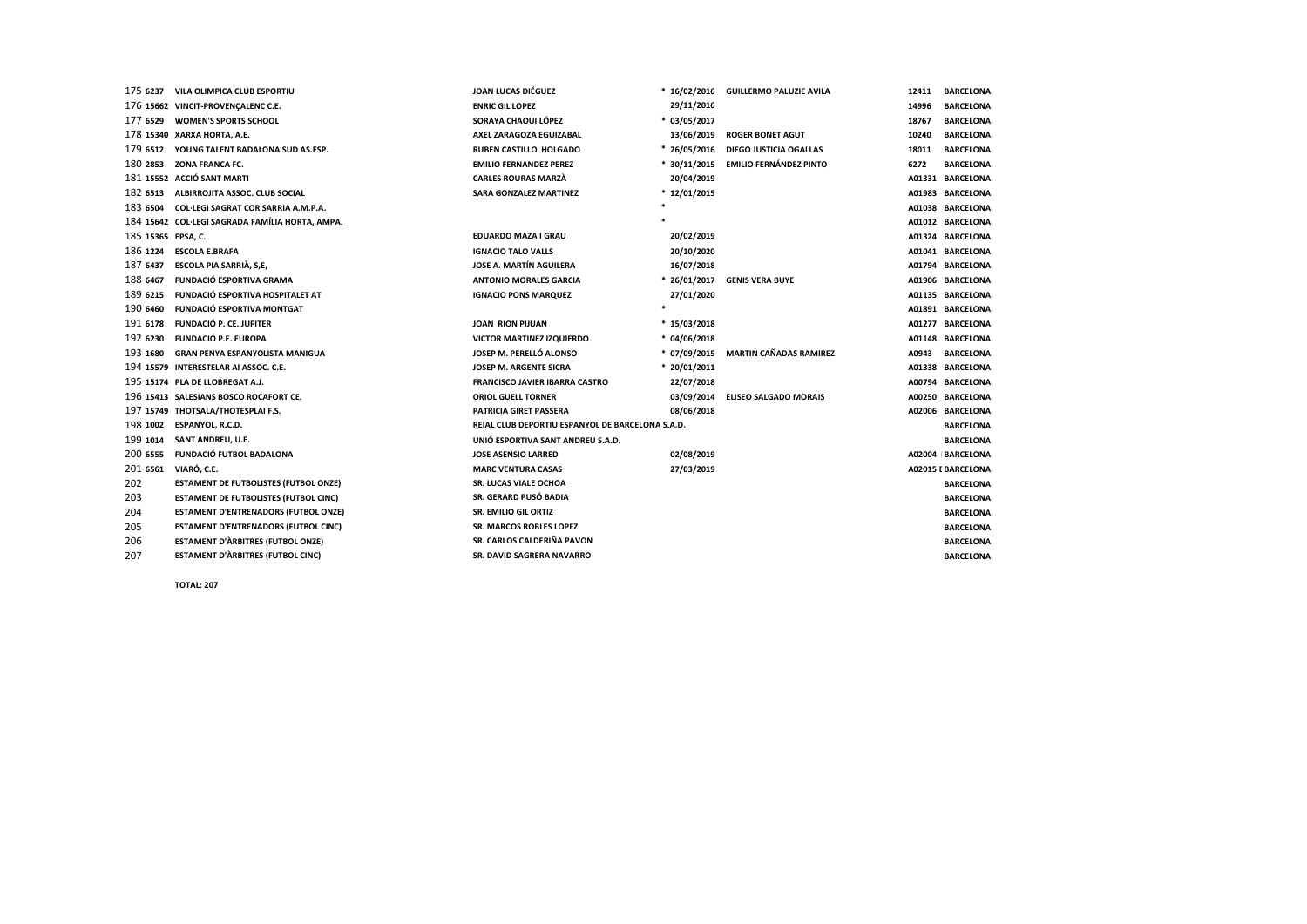| | | | | | | | | |
|---|---|---|---|---|---|---|---|---|
| 175 | 6237 | VILA OLIMPICA CLUB ESPORTIU | JOAN LUCAS DIÉGUEZ | * 16/02/2016 | GUILLERMO PALUZIE AVILA | 12411 | BARCELONA |
| 176 | 15662 | VINCIT-PROVENÇALENC C.E. | ENRIC GIL LOPEZ | 29/11/2016 | | 14996 | BARCELONA |
| 177 | 6529 | WOMEN'S SPORTS SCHOOL | SORAYA CHAOUI LÓPEZ | * 03/05/2017 | | 18767 | BARCELONA |
| 178 | 15340 | XARXA HORTA, A.E. | AXEL ZARAGOZA EGUIZABAL | 13/06/2019 | ROGER BONET AGUT | 10240 | BARCELONA |
| 179 | 6512 | YOUNG TALENT BADALONA SUD AS.ESP. | RUBEN CASTILLO HOLGADO | * 26/05/2016 | DIEGO JUSTICIA OGALLAS | 18011 | BARCELONA |
| 180 | 2853 | ZONA FRANCA FC. | EMILIO FERNANDEZ PEREZ | * 30/11/2015 | EMILIO FERNÁNDEZ PINTO | 6272 | BARCELONA |
| 181 | 15552 | ACCIÓ SANT MARTI | CARLES ROURAS MARZÀ | 20/04/2019 | | A01331 | BARCELONA |
| 182 | 6513 | ALBIRROJITA ASSOC. CLUB SOCIAL | SARA GONZALEZ MARTINEZ | * 12/01/2015 | | A01983 | BARCELONA |
| 183 | 6504 | COL·LEGI SAGRAT COR SARRIA A.M.P.A. | | * | | A01038 | BARCELONA |
| 184 | 15642 | COL·LEGI SAGRADA FAMÍLIA HORTA, AMPA. | | * | | A01012 | BARCELONA |
| 185 | 15365 | EPSA, C. | EDUARDO MAZA I GRAU | 20/02/2019 | | A01324 | BARCELONA |
| 186 | 1224 | ESCOLA E.BRAFA | IGNACIO TALO VALLS | 20/10/2020 | | A01041 | BARCELONA |
| 187 | 6437 | ESCOLA PIA SARRIÀ, S,E, | JOSE A. MARTÍN AGUILERA | 16/07/2018 | | A01794 | BARCELONA |
| 188 | 6467 | FUNDACIÓ ESPORTIVA GRAMA | ANTONIO MORALES GARCIA | * 26/01/2017 | GENIS VERA BUYE | A01906 | BARCELONA |
| 189 | 6215 | FUNDACIÓ ESPORTIVA HOSPITALET AT | IGNACIO PONS MARQUEZ | 27/01/2020 | | A01135 | BARCELONA |
| 190 | 6460 | FUNDACIÓ ESPORTIVA MONTGAT | | * | | A01891 | BARCELONA |
| 191 | 6178 | FUNDACIÓ P. CE. JUPITER | JOAN RION PIJUAN | * 15/03/2018 | | A01277 | BARCELONA |
| 192 | 6230 | FUNDACIÓ P.E. EUROPA | VICTOR MARTINEZ IZQUIERDO | * 04/06/2018 | | A01148 | BARCELONA |
| 193 | 1680 | GRAN PENYA ESPANYOLISTA MANIGUA | JOSEP M. PERELLÓ ALONSO | * 07/09/2015 | MARTIN CAÑADAS RAMIREZ | A0943 | BARCELONA |
| 194 | 15579 | INTERESTELAR AI ASSOC. C.E. | JOSEP M. ARGENTE SICRA | * 20/01/2011 | | A01338 | BARCELONA |
| 195 | 15174 | PLA DE LLOBREGAT A.J. | FRANCISCO JAVIER IBARRA CASTRO | 22/07/2018 | | A00794 | BARCELONA |
| 196 | 15413 | SALESIANS BOSCO ROCAFORT CE. | ORIOL GUELL TORNER | 03/09/2014 | ELISEO SALGADO MORAIS | A00250 | BARCELONA |
| 197 | 15749 | THOTSALA/THOTESPLAI F.S. | PATRICIA GIRET PASSERA | 08/06/2018 | | A02006 | BARCELONA |
| 198 | 1002 | ESPANYOL, R.C.D. | REIAL CLUB DEPORTIU ESPANYOL DE BARCELONA S.A.D. | | | | BARCELONA |
| 199 | 1014 | SANT ANDREU, U.E. | UNIÓ ESPORTIVA SANT ANDREU S.A.D. | | | | BARCELONA |
| 200 | 6555 | FUNDACIÓ FUTBOL BADALONA | JOSE ASENSIO LARRED | 02/08/2019 | | A02004 | BARCELONA |
| 201 | 6561 | VIARÓ, C.E. | MARC VENTURA CASAS | 27/03/2019 | | A02015 | BARCELONA |
| 202 | | ESTAMENT DE FUTBOLISTES (FUTBOL ONZE) | SR. LUCAS VIALE OCHOA | | | | BARCELONA |
| 203 | | ESTAMENT DE FUTBOLISTES (FUTBOL CINC) | SR. GERARD PUSÓ BADIA | | | | BARCELONA |
| 204 | | ESTAMENT D'ENTRENADORS (FUTBOL ONZE) | SR. EMILIO GIL ORTIZ | | | | BARCELONA |
| 205 | | ESTAMENT D'ENTRENADORS (FUTBOL CINC) | SR. MARCOS ROBLES LOPEZ | | | | BARCELONA |
| 206 | | ESTAMENT D'ÀRBITRES (FUTBOL ONZE) | SR. CARLOS CALDERIÑA PAVON | | | | BARCELONA |
| 207 | | ESTAMENT D'ÀRBITRES (FUTBOL CINC) | SR. DAVID SAGRERA NAVARRO | | | | BARCELONA |

**TOTAL: 207**